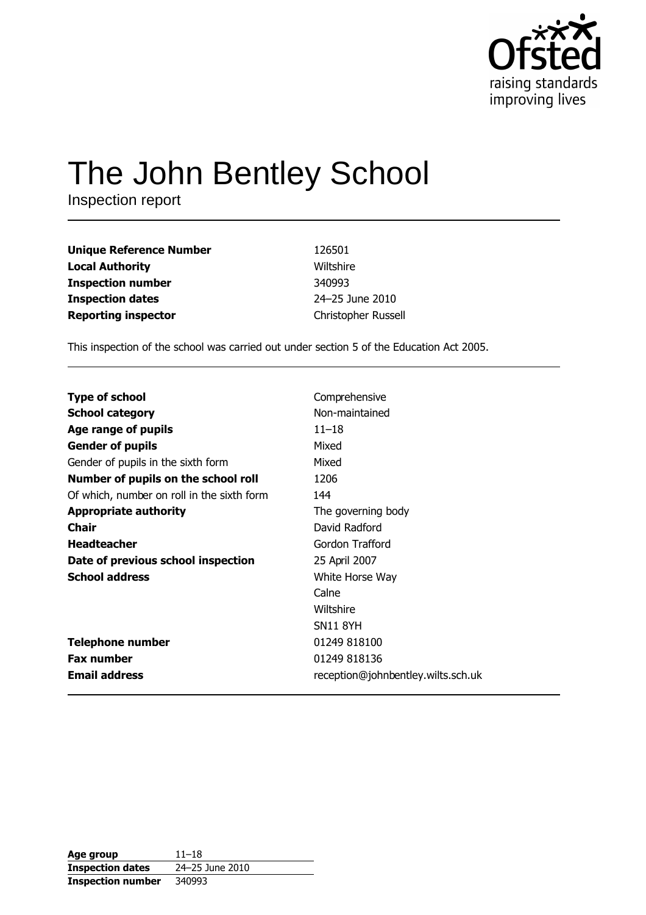# The John Bentley School

Inspection report

| | |
|---|---|
| **Unique Reference Number** | 126501 |
| **Local Authority** | Wiltshire |
| **Inspection number** | 340993 |
| **Inspection dates** | 24–25 June 2010 |
| **Reporting inspector** | Christopher Russell |

This inspection of the school was carried out under section 5 of the Education Act 2005.

| | |
|---|---|
| **Type of school** | Comprehensive |
| **School category** | Non-maintained |
| **Age range of pupils** | 11–18 |
| **Gender of pupils** | Mixed |
| Gender of pupils in the sixth form | Mixed |
| **Number of pupils on the school roll** | 1206 |
| Of which, number on roll in the sixth form | 144 |
| **Appropriate authority** | The governing body |
| **Chair** | David Radford |
| **Headteacher** | Gordon Trafford |
| **Date of previous school inspection** | 25 April 2007 |
| **School address** | White Horse Way<br>Calne<br>Wiltshire<br>SN11 8YH |
| **Telephone number** | 01249 818100 |
| **Fax number** | 01249 818136 |
| **Email address** | reception@johnbentley.wilts.sch.uk |

| | |
|---|---|
| **Age group** | 11–18 |
| **Inspection dates** | 24–25 June 2010 |
| **Inspection number** | 340993 |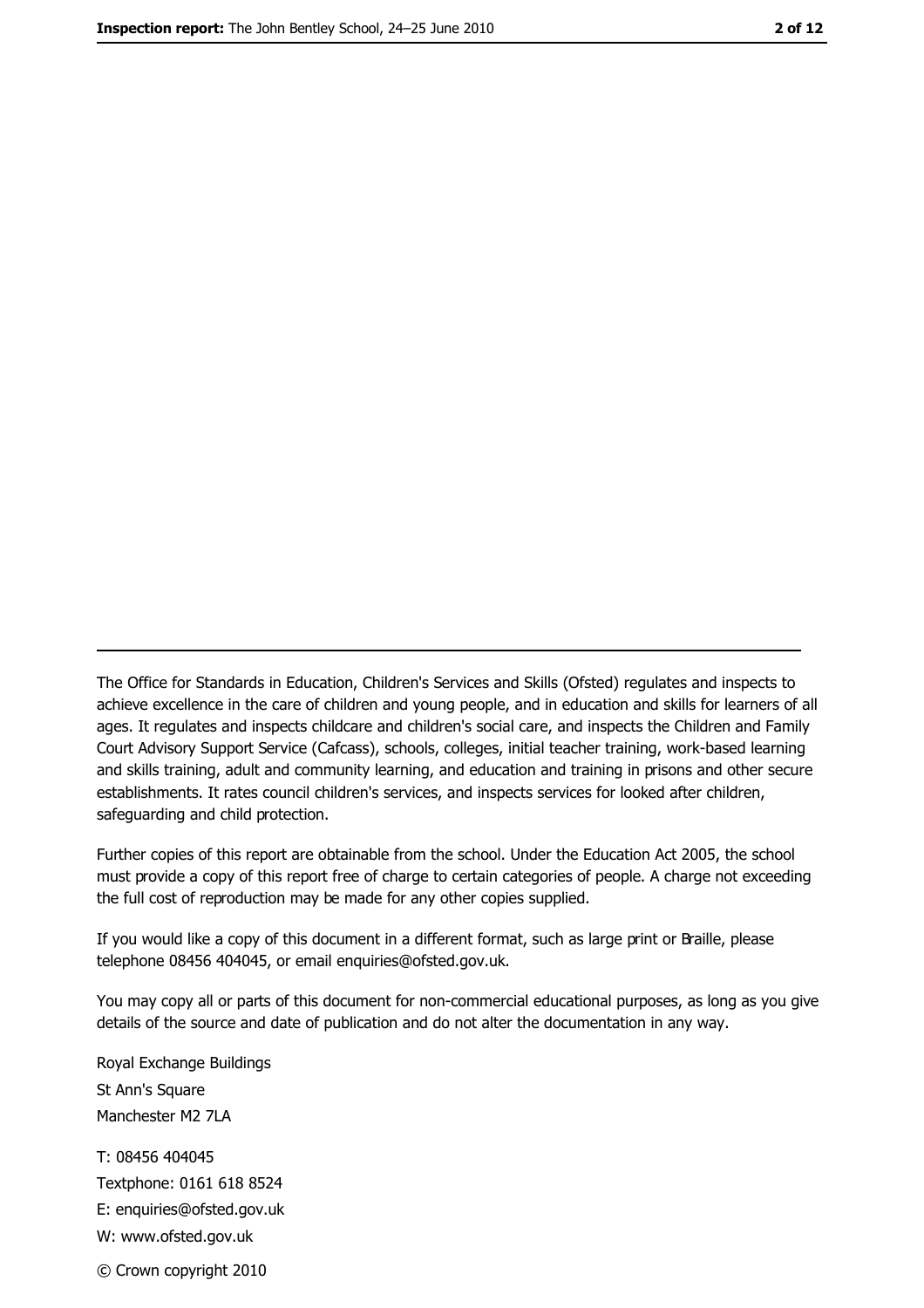---

The Office for Standards in Education, Children's Services and Skills (Ofsted) regulates and inspects to achieve excellence in the care of children and young people, and in education and skills for learners of all ages. It regulates and inspects childcare and children's social care, and inspects the Children and Family Court Advisory Support Service (Cafcass), schools, colleges, initial teacher training, work-based learning and skills training, adult and community learning, and education and training in prisons and other secure establishments. It rates council children's services, and inspects services for looked after children, safeguarding and child protection.

Further copies of this report are obtainable from the school. Under the Education Act 2005, the school must provide a copy of this report free of charge to certain categories of people. A charge not exceeding the full cost of reproduction may be made for any other copies supplied.

If you would like a copy of this document in a different format, such as large print or Braille, please telephone 08456 404045, or email enquiries@ofsted.gov.uk.

You may copy all or parts of this document for non-commercial educational purposes, as long as you give details of the source and date of publication and do not alter the documentation in any way.

Royal Exchange Buildings
St Ann's Square
Manchester M2 7LA

T: 08456 404045
Textphone: 0161 618 8524
E: enquiries@ofsted.gov.uk
W: www.ofsted.gov.uk

© Crown copyright 2010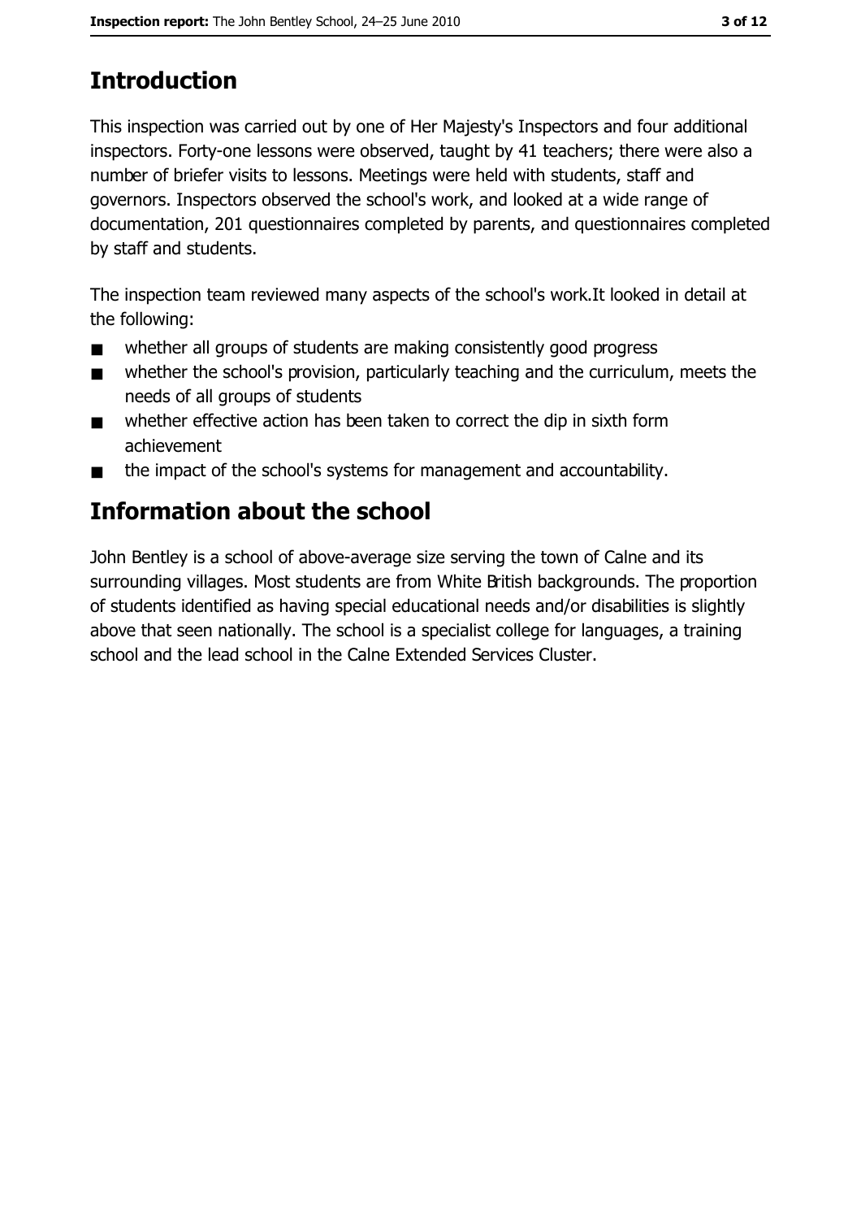## Introduction

This inspection was carried out by one of Her Majesty's Inspectors and four additional inspectors. Forty-one lessons were observed, taught by 41 teachers; there were also a number of briefer visits to lessons. Meetings were held with students, staff and governors. Inspectors observed the school's work, and looked at a wide range of documentation, 201 questionnaires completed by parents, and questionnaires completed by staff and students.

The inspection team reviewed many aspects of the school's work.It looked in detail at the following:

- whether all groups of students are making consistently good progress
- whether the school's provision, particularly teaching and the curriculum, meets the needs of all groups of students
- whether effective action has been taken to correct the dip in sixth form achievement
- the impact of the school's systems for management and accountability.

## Information about the school

John Bentley is a school of above-average size serving the town of Calne and its surrounding villages. Most students are from White British backgrounds. The proportion of students identified as having special educational needs and/or disabilities is slightly above that seen nationally. The school is a specialist college for languages, a training school and the lead school in the Calne Extended Services Cluster.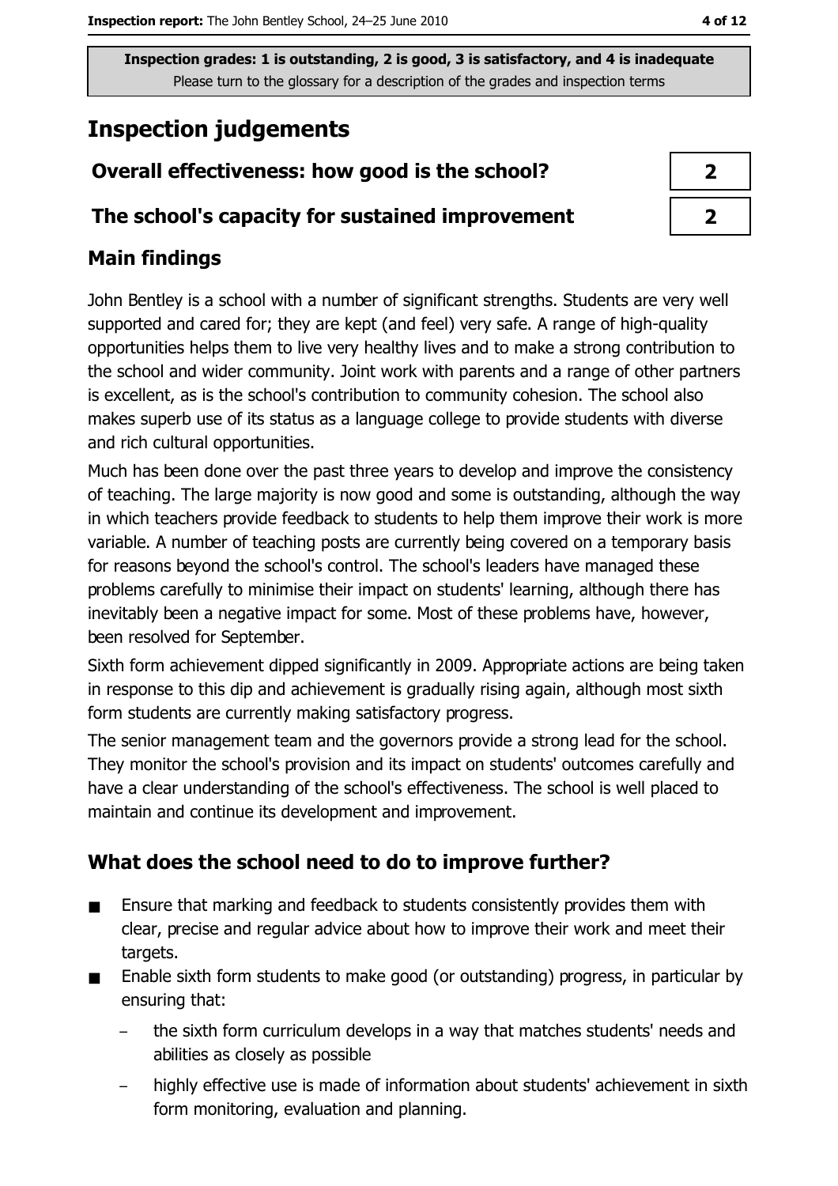Inspection grades: 1 is outstanding, 2 is good, 3 is satisfactory, and 4 is inadequate
Please turn to the glossary for a description of the grades and inspection terms

# Inspection judgements

| Overall effectiveness: how good is the school? | 2 |
| --- | --- |
| The school's capacity for sustained improvement | 2 |

## Main findings

John Bentley is a school with a number of significant strengths. Students are very well supported and cared for; they are kept (and feel) very safe. A range of high-quality opportunities helps them to live very healthy lives and to make a strong contribution to the school and wider community. Joint work with parents and a range of other partners is excellent, as is the school's contribution to community cohesion. The school also makes superb use of its status as a language college to provide students with diverse and rich cultural opportunities.

Much has been done over the past three years to develop and improve the consistency of teaching. The large majority is now good and some is outstanding, although the way in which teachers provide feedback to students to help them improve their work is more variable. A number of teaching posts are currently being covered on a temporary basis for reasons beyond the school's control. The school's leaders have managed these problems carefully to minimise their impact on students' learning, although there has inevitably been a negative impact for some. Most of these problems have, however, been resolved for September.

Sixth form achievement dipped significantly in 2009. Appropriate actions are being taken in response to this dip and achievement is gradually rising again, although most sixth form students are currently making satisfactory progress.

The senior management team and the governors provide a strong lead for the school. They monitor the school's provision and its impact on students' outcomes carefully and have a clear understanding of the school's effectiveness. The school is well placed to maintain and continue its development and improvement.

## What does the school need to do to improve further?

- Ensure that marking and feedback to students consistently provides them with clear, precise and regular advice about how to improve their work and meet their targets.
- Enable sixth form students to make good (or outstanding) progress, in particular by ensuring that:
  - the sixth form curriculum develops in a way that matches students' needs and abilities as closely as possible
  - highly effective use is made of information about students' achievement in sixth form monitoring, evaluation and planning.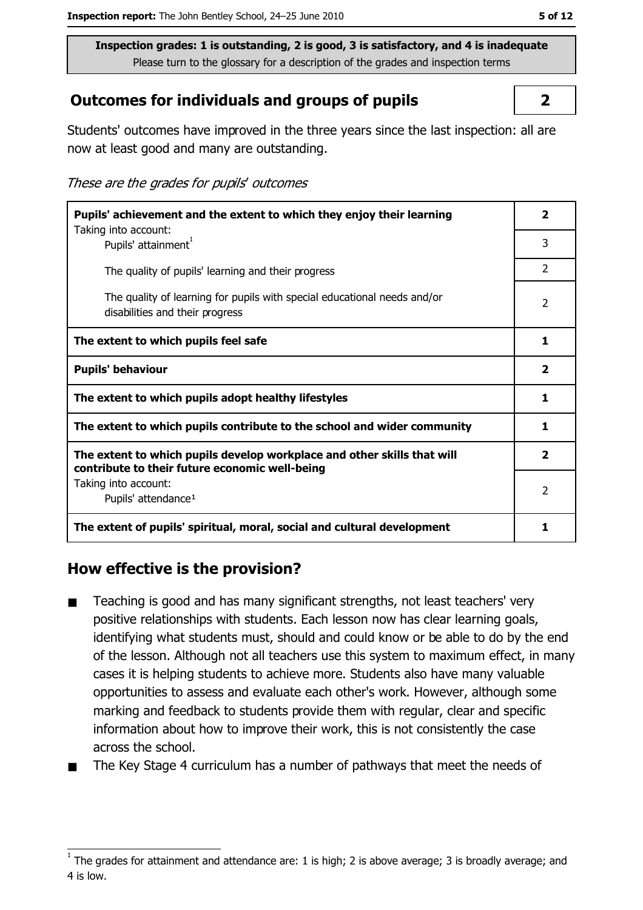**Inspection grades: 1 is outstanding, 2 is good, 3 is satisfactory, and 4 is inadequate**
Please turn to the glossary for a description of the grades and inspection terms

## Outcomes for individuals and groups of pupils — 2

Students' outcomes have improved in the three years since the last inspection: all are now at least good and many are outstanding.

*These are the grades for pupils' outcomes*

| | |
|---|---|
| **Pupils' achievement and the extent to which they enjoy their learning** Taking into account: | **2** |
| Pupils' attainment[1] | 3 |
| The quality of pupils' learning and their progress | 2 |
| The quality of learning for pupils with special educational needs and/or disabilities and their progress | 2 |
| **The extent to which pupils feel safe** | **1** |
| **Pupils' behaviour** | **2** |
| **The extent to which pupils adopt healthy lifestyles** | **1** |
| **The extent to which pupils contribute to the school and wider community** | **1** |
| **The extent to which pupils develop workplace and other skills that will contribute to their future economic well-being** | **2** |
| Taking into account: Pupils' attendance[1] | 2 |
| **The extent of pupils' spiritual, moral, social and cultural development** | **1** |

## How effective is the provision?

- Teaching is good and has many significant strengths, not least teachers' very positive relationships with students. Each lesson now has clear learning goals, identifying what students must, should and could know or be able to do by the end of the lesson. Although not all teachers use this system to maximum effect, in many cases it is helping students to achieve more. Students also have many valuable opportunities to assess and evaluate each other's work. However, although some marking and feedback to students provide them with regular, clear and specific information about how to improve their work, this is not consistently the case across the school.
- The Key Stage 4 curriculum has a number of pathways that meet the needs of

[1] The grades for attainment and attendance are: 1 is high; 2 is above average; 3 is broadly average; and 4 is low.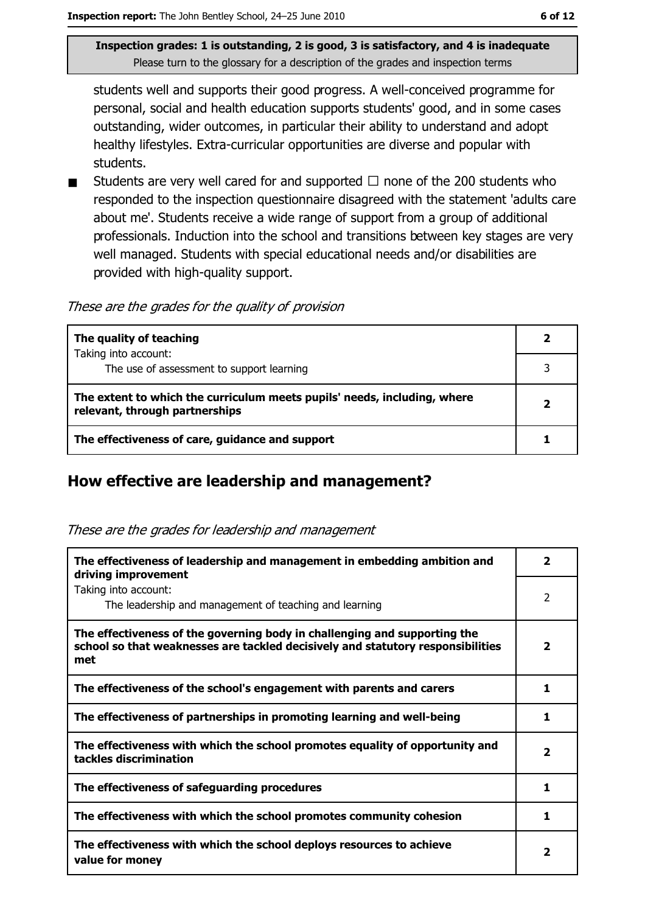Inspection grades: 1 is outstanding, 2 is good, 3 is satisfactory, and 4 is inadequate
Please turn to the glossary for a description of the grades and inspection terms

students well and supports their good progress. A well-conceived programme for personal, social and health education supports students' good, and in some cases outstanding, wider outcomes, in particular their ability to understand and adopt healthy lifestyles. Extra-curricular opportunities are diverse and popular with students.

- Students are very well cared for and supported ☐ none of the 200 students who responded to the inspection questionnaire disagreed with the statement 'adults care about me'. Students receive a wide range of support from a group of additional professionals. Induction into the school and transitions between key stages are very well managed. Students with special educational needs and/or disabilities are provided with high-quality support.

*These are the grades for the quality of provision*

| | |
|---|---|
| **The quality of teaching** | **2** |
| Taking into account: The use of assessment to support learning | 3 |
| **The extent to which the curriculum meets pupils' needs, including, where relevant, through partnerships** | **2** |
| **The effectiveness of care, guidance and support** | **1** |

## How effective are leadership and management?

*These are the grades for leadership and management*

| | |
|---|---|
| **The effectiveness of leadership and management in embedding ambition and driving improvement** | **2** |
| Taking into account: The leadership and management of teaching and learning | 2 |
| **The effectiveness of the governing body in challenging and supporting the school so that weaknesses are tackled decisively and statutory responsibilities met** | **2** |
| **The effectiveness of the school's engagement with parents and carers** | **1** |
| **The effectiveness of partnerships in promoting learning and well-being** | **1** |
| **The effectiveness with which the school promotes equality of opportunity and tackles discrimination** | **2** |
| **The effectiveness of safeguarding procedures** | **1** |
| **The effectiveness with which the school promotes community cohesion** | **1** |
| **The effectiveness with which the school deploys resources to achieve value for money** | **2** |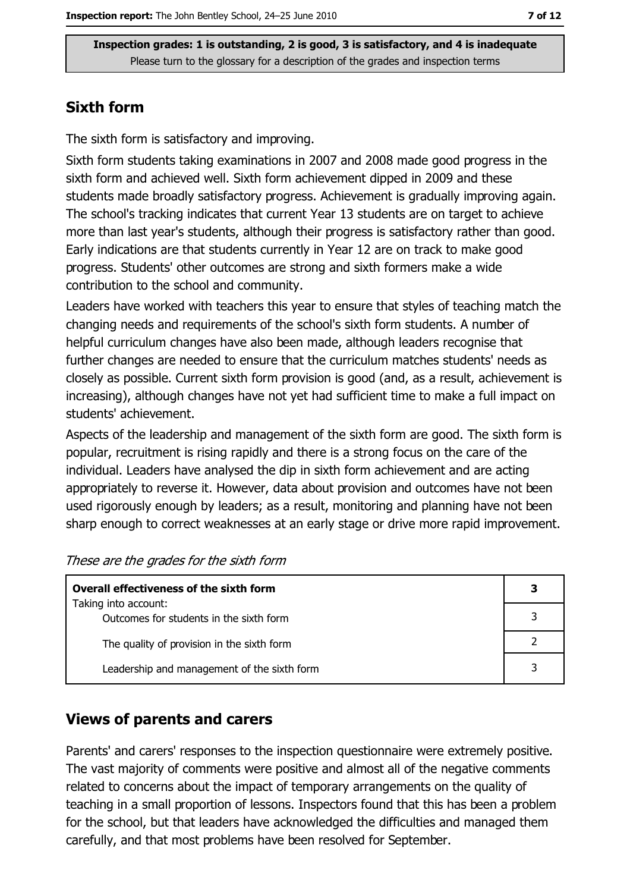**Inspection grades: 1 is outstanding, 2 is good, 3 is satisfactory, and 4 is inadequate**
Please turn to the glossary for a description of the grades and inspection terms

## Sixth form

The sixth form is satisfactory and improving.

Sixth form students taking examinations in 2007 and 2008 made good progress in the sixth form and achieved well. Sixth form achievement dipped in 2009 and these students made broadly satisfactory progress. Achievement is gradually improving again. The school's tracking indicates that current Year 13 students are on target to achieve more than last year's students, although their progress is satisfactory rather than good. Early indications are that students currently in Year 12 are on track to make good progress. Students' other outcomes are strong and sixth formers make a wide contribution to the school and community.

Leaders have worked with teachers this year to ensure that styles of teaching match the changing needs and requirements of the school's sixth form students. A number of helpful curriculum changes have also been made, although leaders recognise that further changes are needed to ensure that the curriculum matches students' needs as closely as possible. Current sixth form provision is good (and, as a result, achievement is increasing), although changes have not yet had sufficient time to make a full impact on students' achievement.

Aspects of the leadership and management of the sixth form are good. The sixth form is popular, recruitment is rising rapidly and there is a strong focus on the care of the individual. Leaders have analysed the dip in sixth form achievement and are acting appropriately to reverse it. However, data about provision and outcomes have not been used rigorously enough by leaders; as a result, monitoring and planning have not been sharp enough to correct weaknesses at an early stage or drive more rapid improvement.

*These are the grades for the sixth form*

| **Overall effectiveness of the sixth form** | **3** |
|---|---|
| Taking into account: Outcomes for students in the sixth form | 3 |
| The quality of provision in the sixth form | 2 |
| Leadership and management of the sixth form | 3 |

## Views of parents and carers

Parents' and carers' responses to the inspection questionnaire were extremely positive. The vast majority of comments were positive and almost all of the negative comments related to concerns about the impact of temporary arrangements on the quality of teaching in a small proportion of lessons. Inspectors found that this has been a problem for the school, but that leaders have acknowledged the difficulties and managed them carefully, and that most problems have been resolved for September.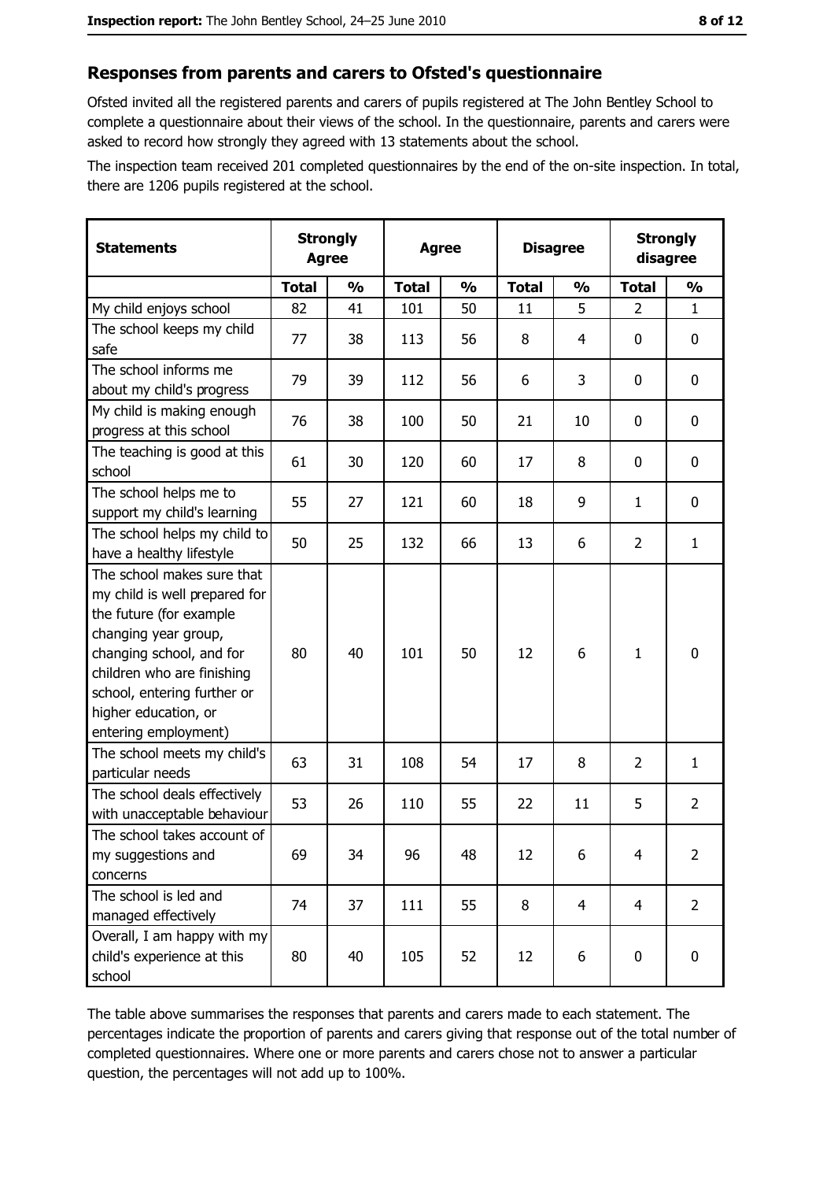## Responses from parents and carers to Ofsted's questionnaire

Ofsted invited all the registered parents and carers of pupils registered at The John Bentley School to complete a questionnaire about their views of the school. In the questionnaire, parents and carers were asked to record how strongly they agreed with 13 statements about the school.

The inspection team received 201 completed questionnaires by the end of the on-site inspection. In total, there are 1206 pupils registered at the school.

| Statements | Strongly Agree | | Agree | | Disagree | | Strongly disagree | |
|---|---|---|---|---|---|---|---|---|
| | Total | % | Total | % | Total | % | Total | % |
| My child enjoys school | 82 | 41 | 101 | 50 | 11 | 5 | 2 | 1 |
| The school keeps my child safe | 77 | 38 | 113 | 56 | 8 | 4 | 0 | 0 |
| The school informs me about my child's progress | 79 | 39 | 112 | 56 | 6 | 3 | 0 | 0 |
| My child is making enough progress at this school | 76 | 38 | 100 | 50 | 21 | 10 | 0 | 0 |
| The teaching is good at this school | 61 | 30 | 120 | 60 | 17 | 8 | 0 | 0 |
| The school helps me to support my child's learning | 55 | 27 | 121 | 60 | 18 | 9 | 1 | 0 |
| The school helps my child to have a healthy lifestyle | 50 | 25 | 132 | 66 | 13 | 6 | 2 | 1 |
| The school makes sure that my child is well prepared for the future (for example changing year group, changing school, and for children who are finishing school, entering further or higher education, or entering employment) | 80 | 40 | 101 | 50 | 12 | 6 | 1 | 0 |
| The school meets my child's particular needs | 63 | 31 | 108 | 54 | 17 | 8 | 2 | 1 |
| The school deals effectively with unacceptable behaviour | 53 | 26 | 110 | 55 | 22 | 11 | 5 | 2 |
| The school takes account of my suggestions and concerns | 69 | 34 | 96 | 48 | 12 | 6 | 4 | 2 |
| The school is led and managed effectively | 74 | 37 | 111 | 55 | 8 | 4 | 4 | 2 |
| Overall, I am happy with my child's experience at this school | 80 | 40 | 105 | 52 | 12 | 6 | 0 | 0 |

The table above summarises the responses that parents and carers made to each statement. The percentages indicate the proportion of parents and carers giving that response out of the total number of completed questionnaires. Where one or more parents and carers chose not to answer a particular question, the percentages will not add up to 100%.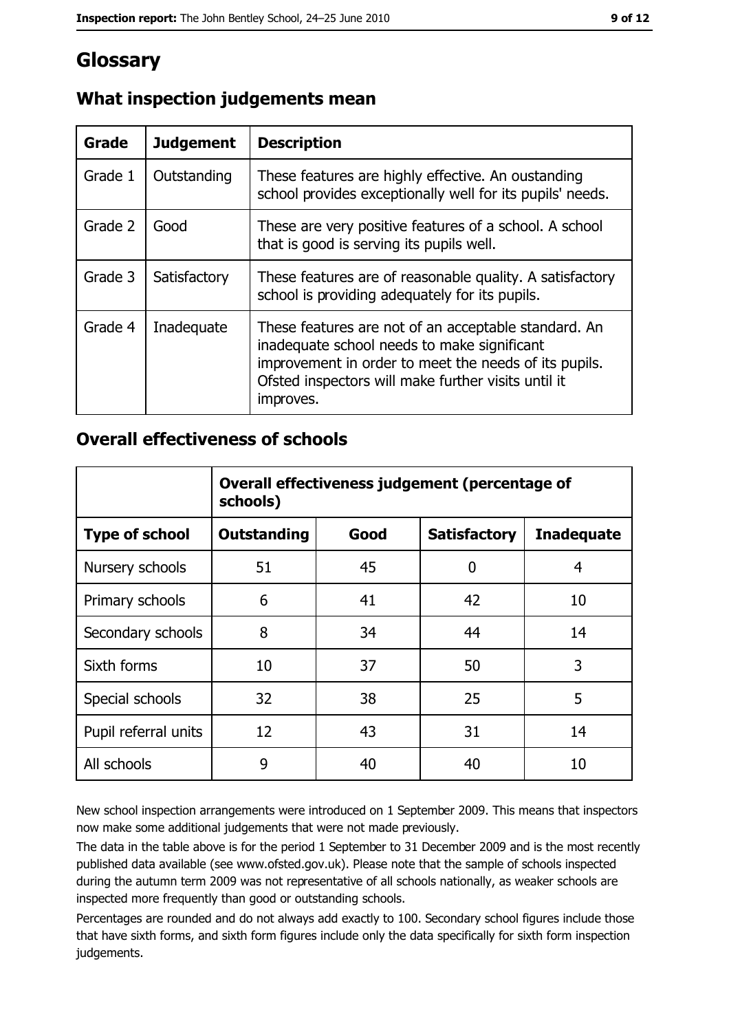# Glossary

## What inspection judgements mean

| Grade | Judgement | Description |
|---|---|---|
| Grade 1 | Outstanding | These features are highly effective. An oustanding school provides exceptionally well for its pupils' needs. |
| Grade 2 | Good | These are very positive features of a school. A school that is good is serving its pupils well. |
| Grade 3 | Satisfactory | These features are of reasonable quality. A satisfactory school is providing adequately for its pupils. |
| Grade 4 | Inadequate | These features are not of an acceptable standard. An inadequate school needs to make significant improvement in order to meet the needs of its pupils. Ofsted inspectors will make further visits until it improves. |

## Overall effectiveness of schools

| | Overall effectiveness judgement (percentage of schools) | | | |
|---|---|---|---|---|
| **Type of school** | **Outstanding** | **Good** | **Satisfactory** | **Inadequate** |
| Nursery schools | 51 | 45 | 0 | 4 |
| Primary schools | 6 | 41 | 42 | 10 |
| Secondary schools | 8 | 34 | 44 | 14 |
| Sixth forms | 10 | 37 | 50 | 3 |
| Special schools | 32 | 38 | 25 | 5 |
| Pupil referral units | 12 | 43 | 31 | 14 |
| All schools | 9 | 40 | 40 | 10 |

New school inspection arrangements were introduced on 1 September 2009. This means that inspectors now make some additional judgements that were not made previously.

The data in the table above is for the period 1 September to 31 December 2009 and is the most recently published data available (see www.ofsted.gov.uk). Please note that the sample of schools inspected during the autumn term 2009 was not representative of all schools nationally, as weaker schools are inspected more frequently than good or outstanding schools.

Percentages are rounded and do not always add exactly to 100. Secondary school figures include those that have sixth forms, and sixth form figures include only the data specifically for sixth form inspection judgements.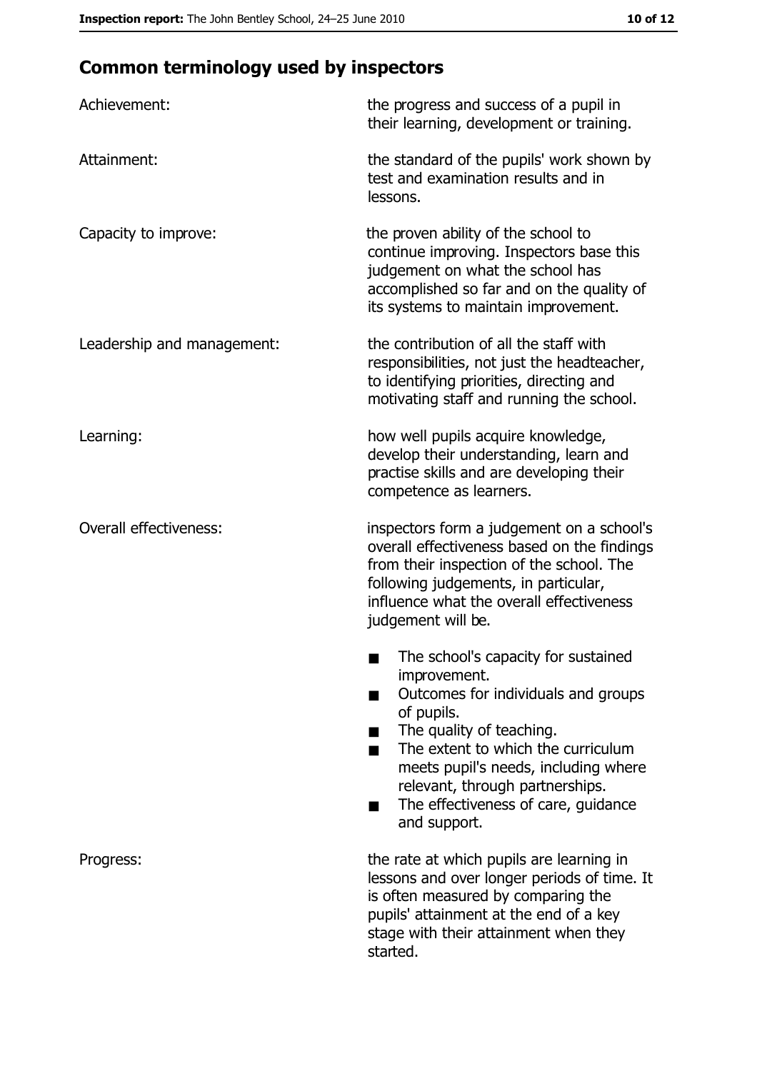## Common terminology used by inspectors

| | |
|---|---|
| Achievement: | the progress and success of a pupil in their learning, development or training. |
| Attainment: | the standard of the pupils' work shown by test and examination results and in lessons. |
| Capacity to improve: | the proven ability of the school to continue improving. Inspectors base this judgement on what the school has accomplished so far and on the quality of its systems to maintain improvement. |
| Leadership and management: | the contribution of all the staff with responsibilities, not just the headteacher, to identifying priorities, directing and motivating staff and running the school. |
| Learning: | how well pupils acquire knowledge, develop their understanding, learn and practise skills and are developing their competence as learners. |
| Overall effectiveness: | inspectors form a judgement on a school's overall effectiveness based on the findings from their inspection of the school. The following judgements, in particular, influence what the overall effectiveness judgement will be. ■ The school's capacity for sustained improvement. ■ Outcomes for individuals and groups of pupils. ■ The quality of teaching. ■ The extent to which the curriculum meets pupil's needs, including where relevant, through partnerships. ■ The effectiveness of care, guidance and support. |
| Progress: | the rate at which pupils are learning in lessons and over longer periods of time. It is often measured by comparing the pupils' attainment at the end of a key stage with their attainment when they started. |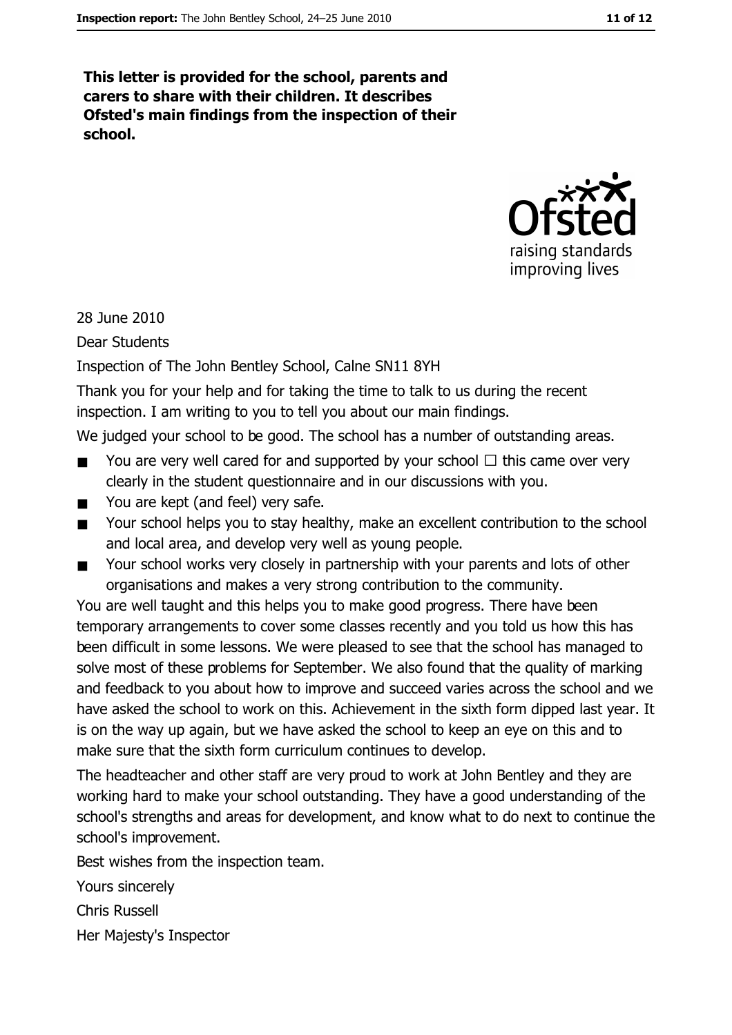**This letter is provided for the school, parents and carers to share with their children. It describes Ofsted's main findings from the inspection of their school.**

28 June 2010

Dear Students

Inspection of The John Bentley School, Calne SN11 8YH

Thank you for your help and for taking the time to talk to us during the recent inspection. I am writing to you to tell you about our main findings.

We judged your school to be good. The school has a number of outstanding areas.

- You are very well cared for and supported by your school □ this came over very clearly in the student questionnaire and in our discussions with you.
- You are kept (and feel) very safe.
- Your school helps you to stay healthy, make an excellent contribution to the school and local area, and develop very well as young people.
- Your school works very closely in partnership with your parents and lots of other organisations and makes a very strong contribution to the community.

You are well taught and this helps you to make good progress. There have been temporary arrangements to cover some classes recently and you told us how this has been difficult in some lessons. We were pleased to see that the school has managed to solve most of these problems for September. We also found that the quality of marking and feedback to you about how to improve and succeed varies across the school and we have asked the school to work on this. Achievement in the sixth form dipped last year. It is on the way up again, but we have asked the school to keep an eye on this and to make sure that the sixth form curriculum continues to develop.

The headteacher and other staff are very proud to work at John Bentley and they are working hard to make your school outstanding. They have a good understanding of the school's strengths and areas for development, and know what to do next to continue the school's improvement.

Best wishes from the inspection team.

Yours sincerely

Chris Russell

Her Majesty's Inspector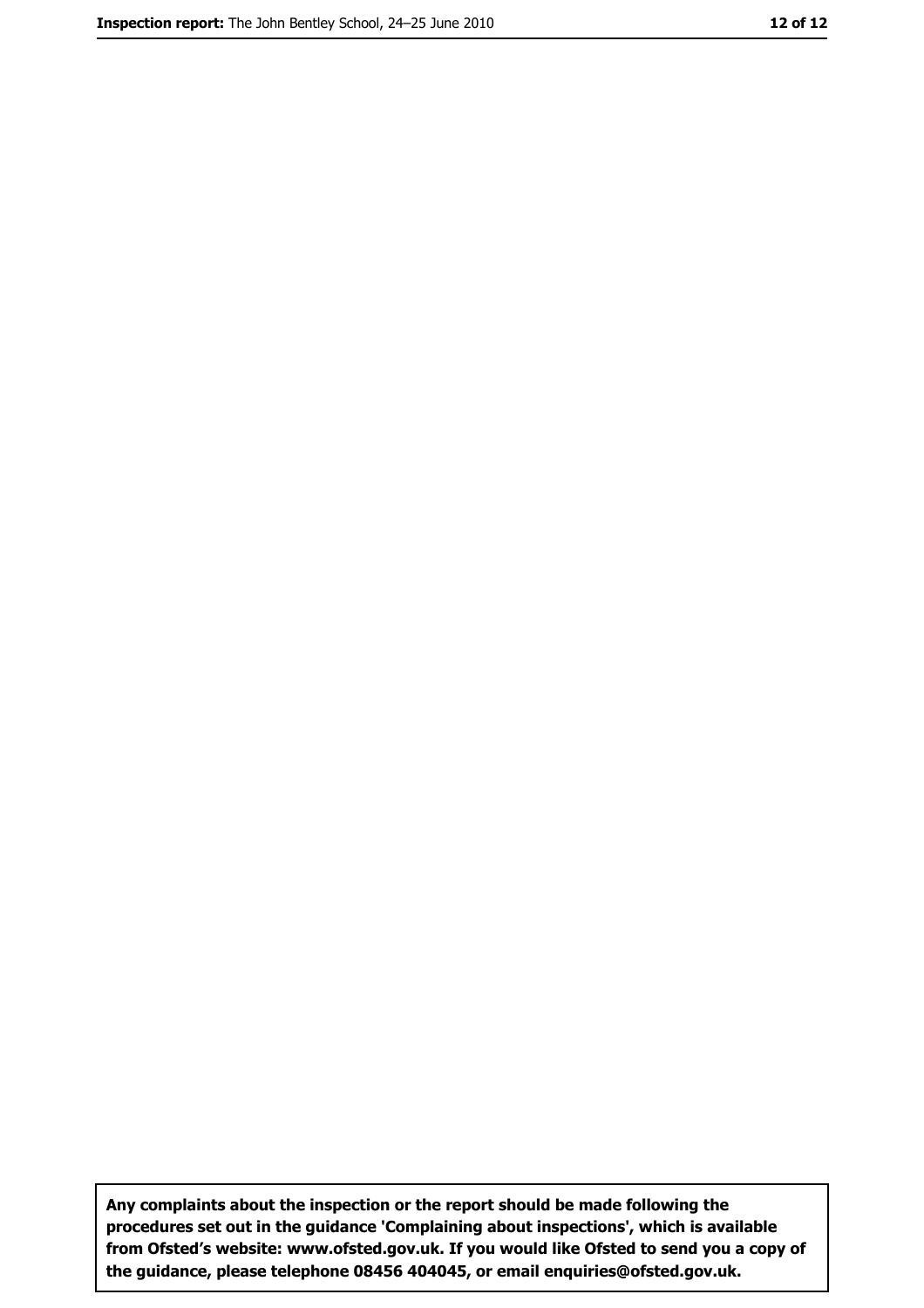**Any complaints about the inspection or the report should be made following the procedures set out in the guidance 'Complaining about inspections', which is available from Ofsted's website: www.ofsted.gov.uk. If you would like Ofsted to send you a copy of the guidance, please telephone 08456 404045, or email enquiries@ofsted.gov.uk.**